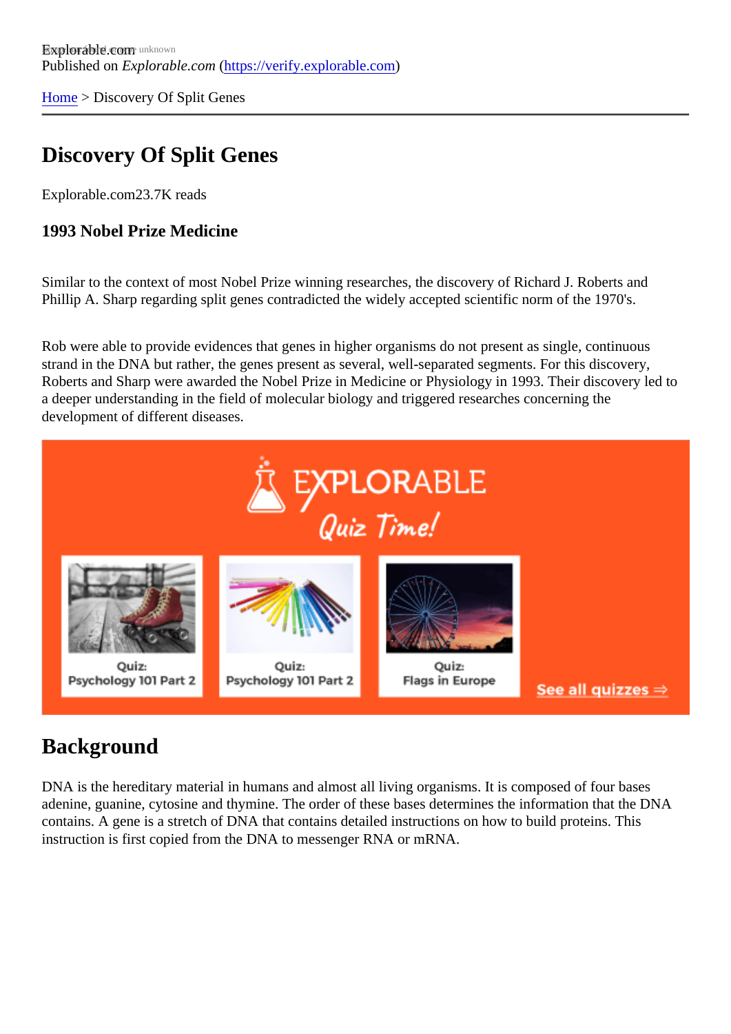Explorable.com
Published on *Explorable.com* (https://verify.explorable.com)

Home > Discovery Of Split Genes

# Discovery Of Split Genes

Explorable.com23.7K reads

### 1993 Nobel Prize Medicine

Similar to the context of most Nobel Prize winning researches, the discovery of Richard J. Roberts and Phillip A. Sharp regarding split genes contradicted the widely accepted scientific norm of the 1970's.

Rob were able to provide evidences that genes in higher organisms do not present as single, continuous strand in the DNA but rather, the genes present as several, well-separated segments. For this discovery, Roberts and Sharp were awarded the Nobel Prize in Medicine or Physiology in 1993. Their discovery led to a deeper understanding in the field of molecular biology and triggered researches concerning the development of different diseases.

## Background

DNA is the hereditary material in humans and almost all living organisms. It is composed of four bases adenine, guanine, cytosine and thymine. The order of these bases determines the information that the DNA contains. A gene is a stretch of DNA that contains detailed instructions on how to build proteins. This instruction is first copied from the DNA to messenger RNA or mRNA.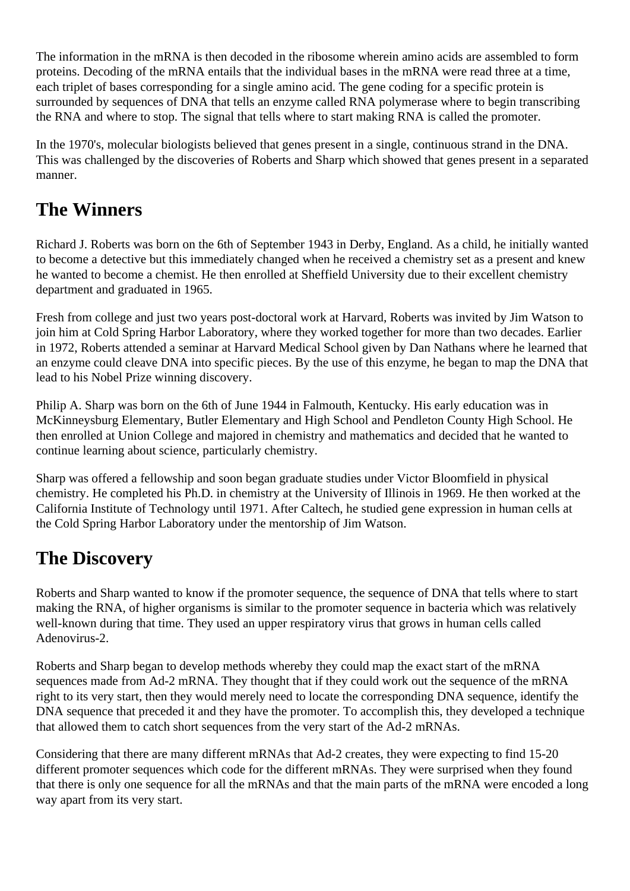The information in the mRNA is then decoded in the ribosome wherein amino acids are assembled to form proteins. Decoding of the mRNA entails that the individual bases in the mRNA were read three at a time, each triplet of bases corresponding for a single amino acid. The gene coding for a specific protein is surrounded by sequences of DNA that tells an enzyme called RNA polymerase where to begin transcribing the RNA and where to stop. The signal that tells where to start making RNA is called the promoter.

In the 1970's, molecular biologists believed that genes present in a single, continuous strand in the DNA. This was challenged by the discoveries of Roberts and Sharp which showed that genes present in a separated manner.

## The Winners

Richard J. Roberts was born on the 6th of September 1943 in Derby, England. As a child, he initially wanted to become a detective but this immediately changed when he received a chemistry set as a present and knew he wanted to become a chemist. He then enrolled at Sheffield University due to their excellent chemistry department and graduated in 1965.

Fresh from college and just two years post-doctoral work at Harvard, Roberts was invited by Jim Watson to join him at Cold Spring Harbor Laboratory, where they worked together for more than two decades. Earlier in 1972, Roberts attended a seminar at Harvard Medical School given by Dan Nathans where he learned that an enzyme could cleave DNA into specific pieces. By the use of this enzyme, he began to map the DNA that lead to his Nobel Prize winning discovery.

Philip A. Sharp was born on the 6th of June 1944 in Falmouth, Kentucky. His early education was in McKinneysburg Elementary, Butler Elementary and High School and Pendleton County High School. He then enrolled at Union College and majored in chemistry and mathematics and decided that he wanted to continue learning about science, particularly chemistry.

Sharp was offered a fellowship and soon began graduate studies under Victor Bloomfield in physical chemistry. He completed his Ph.D. in chemistry at the University of Illinois in 1969. He then worked at the California Institute of Technology until 1971. After Caltech, he studied gene expression in human cells at the Cold Spring Harbor Laboratory under the mentorship of Jim Watson.

## The Discovery

Roberts and Sharp wanted to know if the promoter sequence, the sequence of DNA that tells where to start making the RNA, of higher organisms is similar to the promoter sequence in bacteria which was relatively well-known during that time. They used an upper respiratory virus that grows in human cells called Adenovirus-2.

Roberts and Sharp began to develop methods whereby they could map the exact start of the mRNA sequences made from Ad-2 mRNA. They thought that if they could work out the sequence of the mRNA right to its very start, then they would merely need to locate the corresponding DNA sequence, identify the DNA sequence that preceded it and they have the promoter. To accomplish this, they developed a technique that allowed them to catch short sequences from the very start of the Ad-2 mRNAs.

Considering that there are many different mRNAs that Ad-2 creates, they were expecting to find 15-20 different promoter sequences which code for the different mRNAs. They were surprised when they found that there is only one sequence for all the mRNAs and that the main parts of the mRNA were encoded a long way apart from its very start.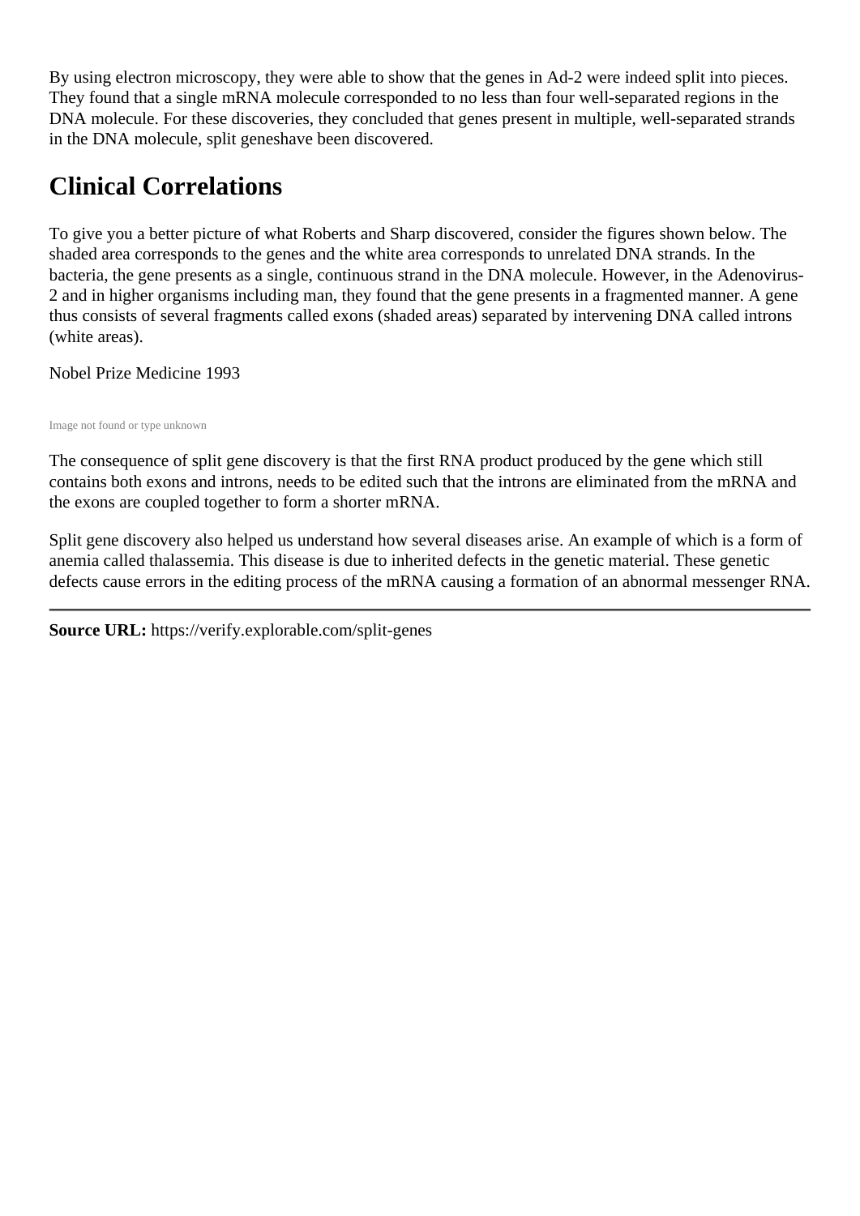By using electron microscopy, they were able to show that the genes in Ad-2 were indeed split into pieces. They found that a single mRNA molecule corresponded to no less than four well-separated regions in the DNA molecule. For these discoveries, they concluded that genes present in multiple, well-separated strands in the DNA molecule, split geneshave been discovered.

## Clinical Correlations

To give you a better picture of what Roberts and Sharp discovered, consider the figures shown below. The shaded area corresponds to the genes and the white area corresponds to unrelated DNA strands. In the bacteria, the gene presents as a single, continuous strand in the DNA molecule. However, in the Adenovirus-2 and in higher organisms including man, they found that the gene presents in a fragmented manner. A gene thus consists of several fragments called exons (shaded areas) separated by intervening DNA called introns (white areas).

Nobel Prize Medicine 1993

Image not found or type unknown

The consequence of split gene discovery is that the first RNA product produced by the gene which still contains both exons and introns, needs to be edited such that the introns are eliminated from the mRNA and the exons are coupled together to form a shorter mRNA.

Split gene discovery also helped us understand how several diseases arise. An example of which is a form of anemia called thalassemia. This disease is due to inherited defects in the genetic material. These genetic defects cause errors in the editing process of the mRNA causing a formation of an abnormal messenger RNA.

---

**Source URL:** https://verify.explorable.com/split-genes